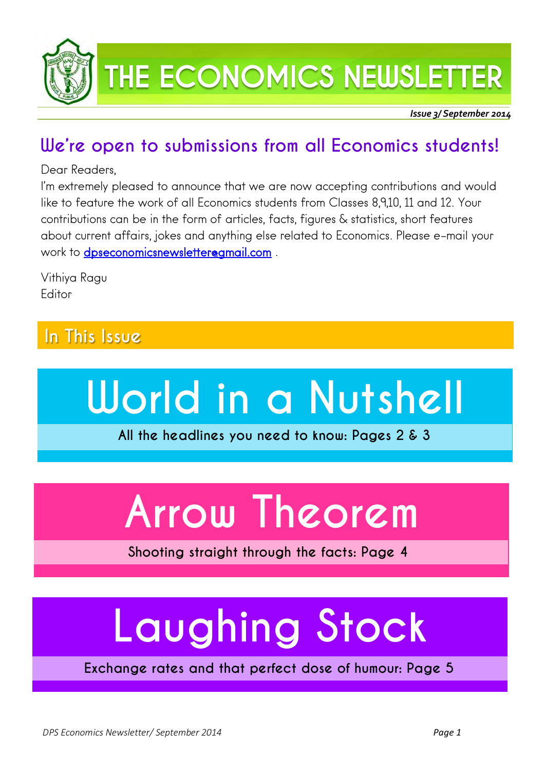# THE ECONOMICS NEWSLETTER

***Issue 3/ September 2014***

## We're open to submissions from all Economics students!

Dear Readers,

I'm extremely pleased to announce that we are now accepting contributions and would like to feature the work of all Economics students from Classes 8,9,10, 11 and 12. Your contributions can be in the form of articles, facts, figures & statistics, short features about current affairs, jokes and anything else related to Economics. Please e-mail your work to dpseconomicsnewsletter@gmail.com .

Vithiya Ragu
Editor

## In This Issue

# World in a Nutshell

**All the headlines you need to know: Pages 2 & 3**

# Arrow Theorem

**Shooting straight through the facts: Page 4**

# Laughing Stock

**Exchange rates and that perfect dose of humour: Page 5**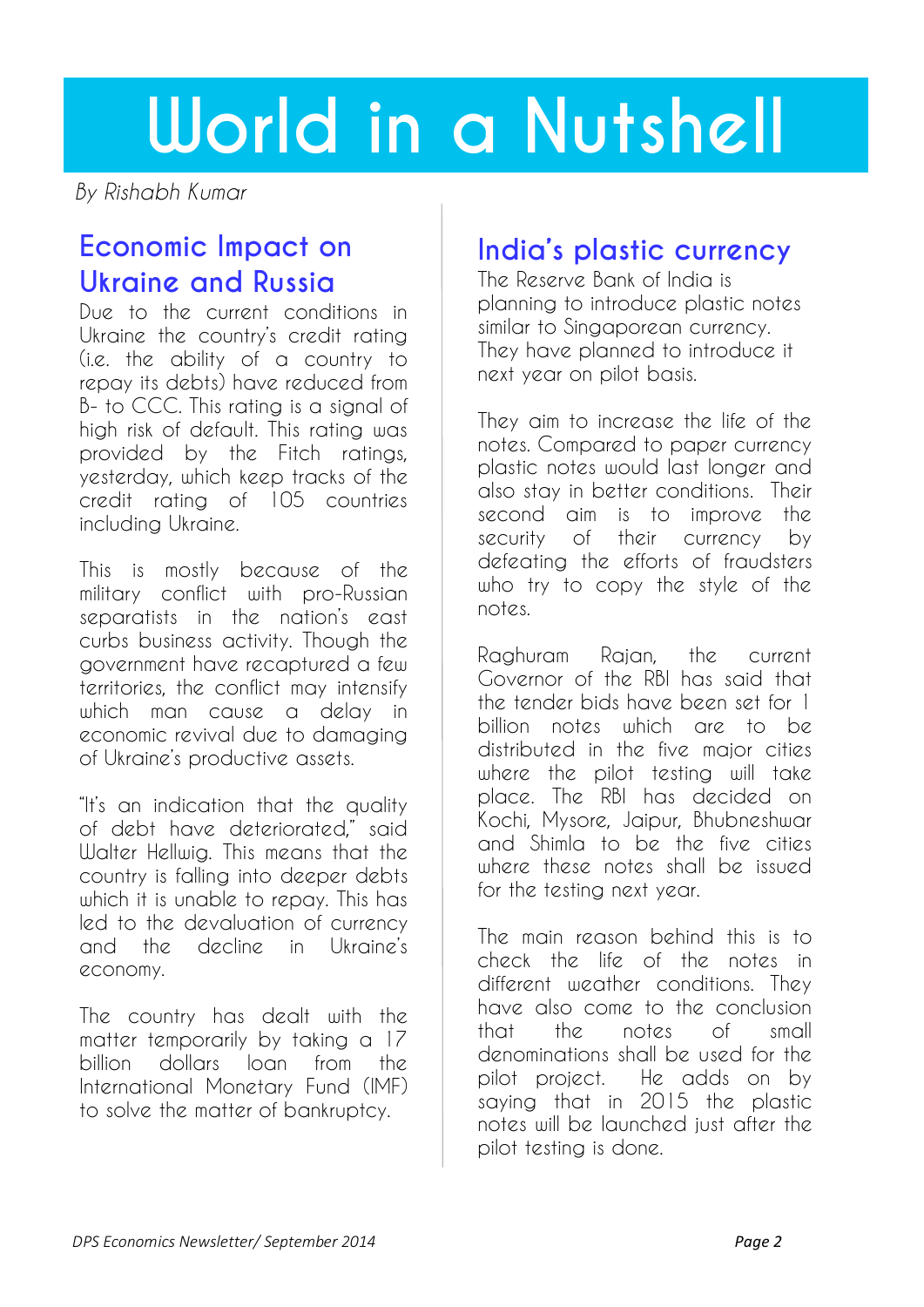# World in a Nutshell

*By Rishabh Kumar*

## Economic Impact on Ukraine and Russia

Due to the current conditions in Ukraine the country's credit rating (i.e. the ability of a country to repay its debts) have reduced from B- to CCC. This rating is a signal of high risk of default. This rating was provided by the Fitch ratings, yesterday, which keep tracks of the credit rating of 105 countries including Ukraine.

This is mostly because of the military conflict with pro-Russian separatists in the nation's east curbs business activity. Though the government have recaptured a few territories, the conflict may intensify which man cause a delay in economic revival due to damaging of Ukraine's productive assets.

"It's an indication that the quality of debt have deteriorated," said Walter Hellwig. This means that the country is falling into deeper debts which it is unable to repay. This has led to the devaluation of currency and the decline in Ukraine's economy.

The country has dealt with the matter temporarily by taking a 17 billion dollars loan from the International Monetary Fund (IMF) to solve the matter of bankruptcy.

## India's plastic currency

The Reserve Bank of India is planning to introduce plastic notes similar to Singaporean currency. They have planned to introduce it next year on pilot basis.

They aim to increase the life of the notes. Compared to paper currency plastic notes would last longer and also stay in better conditions. Their second aim is to improve the security of their currency by defeating the efforts of fraudsters who try to copy the style of the notes.

Raghuram Rajan, the current Governor of the RBI has said that the tender bids have been set for 1 billion notes which are to be distributed in the five major cities where the pilot testing will take place. The RBI has decided on Kochi, Mysore, Jaipur, Bhubneshwar and Shimla to be the five cities where these notes shall be issued for the testing next year.

The main reason behind this is to check the life of the notes in different weather conditions. They have also come to the conclusion that the notes of small denominations shall be used for the pilot project. He adds on by saying that in 2015 the plastic notes will be launched just after the pilot testing is done.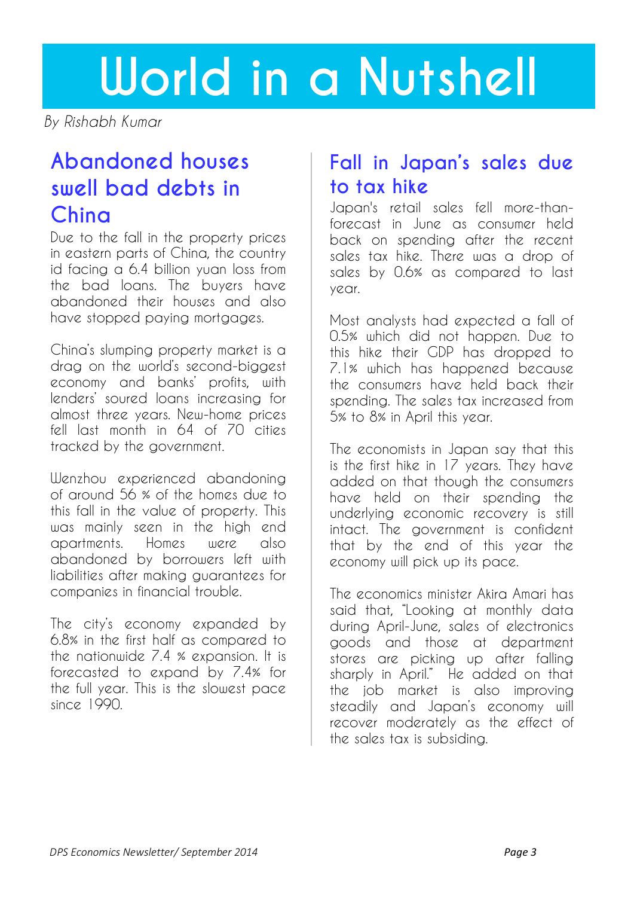# World in a Nutshell

*By Rishabh Kumar*

## Abandoned houses swell bad debts in China

Due to the fall in the property prices in eastern parts of China, the country id facing a 6.4 billion yuan loss from the bad loans. The buyers have abandoned their houses and also have stopped paying mortgages.

China's slumping property market is a drag on the world's second-biggest economy and banks' profits, with lenders' soured loans increasing for almost three years. New-home prices fell last month in 64 of 70 cities tracked by the government.

Wenzhou experienced abandoning of around 56 % of the homes due to this fall in the value of property. This was mainly seen in the high end apartments. Homes were also abandoned by borrowers left with liabilities after making guarantees for companies in financial trouble.

The city's economy expanded by 6.8% in the first half as compared to the nationwide 7.4 % expansion. It is forecasted to expand by 7.4% for the full year. This is the slowest pace since 1990.

## Fall in Japan's sales due to tax hike

Japan's retail sales fell more-than-forecast in June as consumer held back on spending after the recent sales tax hike. There was a drop of sales by 0.6% as compared to last year.

Most analysts had expected a fall of 0.5% which did not happen. Due to this hike their GDP has dropped to 7.1% which has happened because the consumers have held back their spending. The sales tax increased from 5% to 8% in April this year.

The economists in Japan say that this is the first hike in 17 years. They have added on that though the consumers have held on their spending the underlying economic recovery is still intact. The government is confident that by the end of this year the economy will pick up its pace.

The economics minister Akira Amari has said that, "Looking at monthly data during April-June, sales of electronics goods and those at department stores are picking up after falling sharply in April." He added on that the job market is also improving steadily and Japan's economy will recover moderately as the effect of the sales tax is subsiding.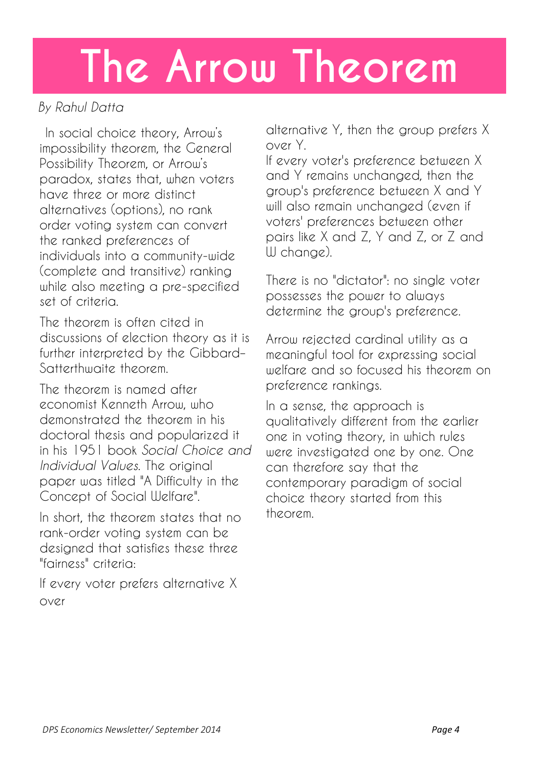# The Arrow Theorem

*By Rahul Datta*

In social choice theory, Arrow's impossibility theorem, the General Possibility Theorem, or Arrow's paradox, states that, when voters have three or more distinct alternatives (options), no rank order voting system can convert the ranked preferences of individuals into a community-wide (complete and transitive) ranking while also meeting a pre-specified set of criteria.

The theorem is often cited in discussions of election theory as it is further interpreted by the Gibbard–Satterthwaite theorem.

The theorem is named after economist Kenneth Arrow, who demonstrated the theorem in his doctoral thesis and popularized it in his 1951 book *Social Choice and Individual Values*. The original paper was titled "A Difficulty in the Concept of Social Welfare".

In short, the theorem states that no rank-order voting system can be designed that satisfies these three "fairness" criteria:

If every voter prefers alternative X over alternative Y, then the group prefers X over Y.

If every voter's preference between X and Y remains unchanged, then the group's preference between X and Y will also remain unchanged (even if voters' preferences between other pairs like X and Z, Y and Z, or Z and W change).

There is no "dictator": no single voter possesses the power to always determine the group's preference.

Arrow rejected cardinal utility as a meaningful tool for expressing social welfare and so focused his theorem on preference rankings.

In a sense, the approach is qualitatively different from the earlier one in voting theory, in which rules were investigated one by one. One can therefore say that the contemporary paradigm of social choice theory started from this theorem.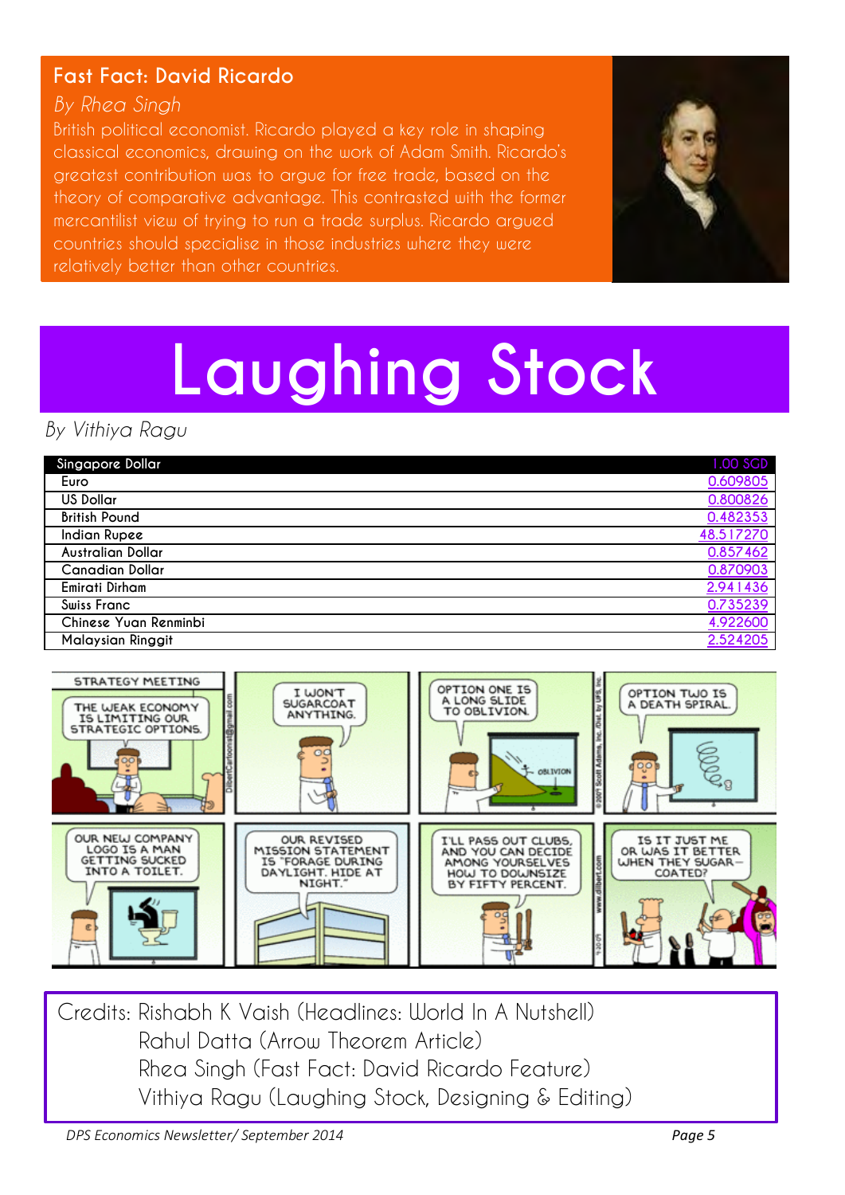## Fast Fact: David Ricardo

*By Rhea Singh*

British political economist. Ricardo played a key role in shaping classical economics, drawing on the work of Adam Smith. Ricardo's greatest contribution was to argue for free trade, based on the theory of comparative advantage. This contrasted with the former mercantilist view of trying to run a trade surplus. Ricardo argued countries should specialise in those industries where they were relatively better than other countries.

# Laughing Stock

*By Vithiya Ragu*

| Singapore Dollar | 1.00 SGD |
|---|---|
| Euro | 0.609805 |
| US Dollar | 0.800826 |
| British Pound | 0.482353 |
| Indian Rupee | 48.517270 |
| Australian Dollar | 0.857462 |
| Canadian Dollar | 0.870903 |
| Emirati Dirham | 2.941436 |
| Swiss Franc | 0.735239 |
| Chinese Yuan Renminbi | 4.922600 |
| Malaysian Ringgit | 2.524205 |

Credits: Rishabh K Vaish (Headlines: World In A Nutshell)
Rahul Datta (Arrow Theorem Article)
Rhea Singh (Fast Fact: David Ricardo Feature)
Vithiya Ragu (Laughing Stock, Designing & Editing)

*DPS Economics Newsletter/ September 2014*